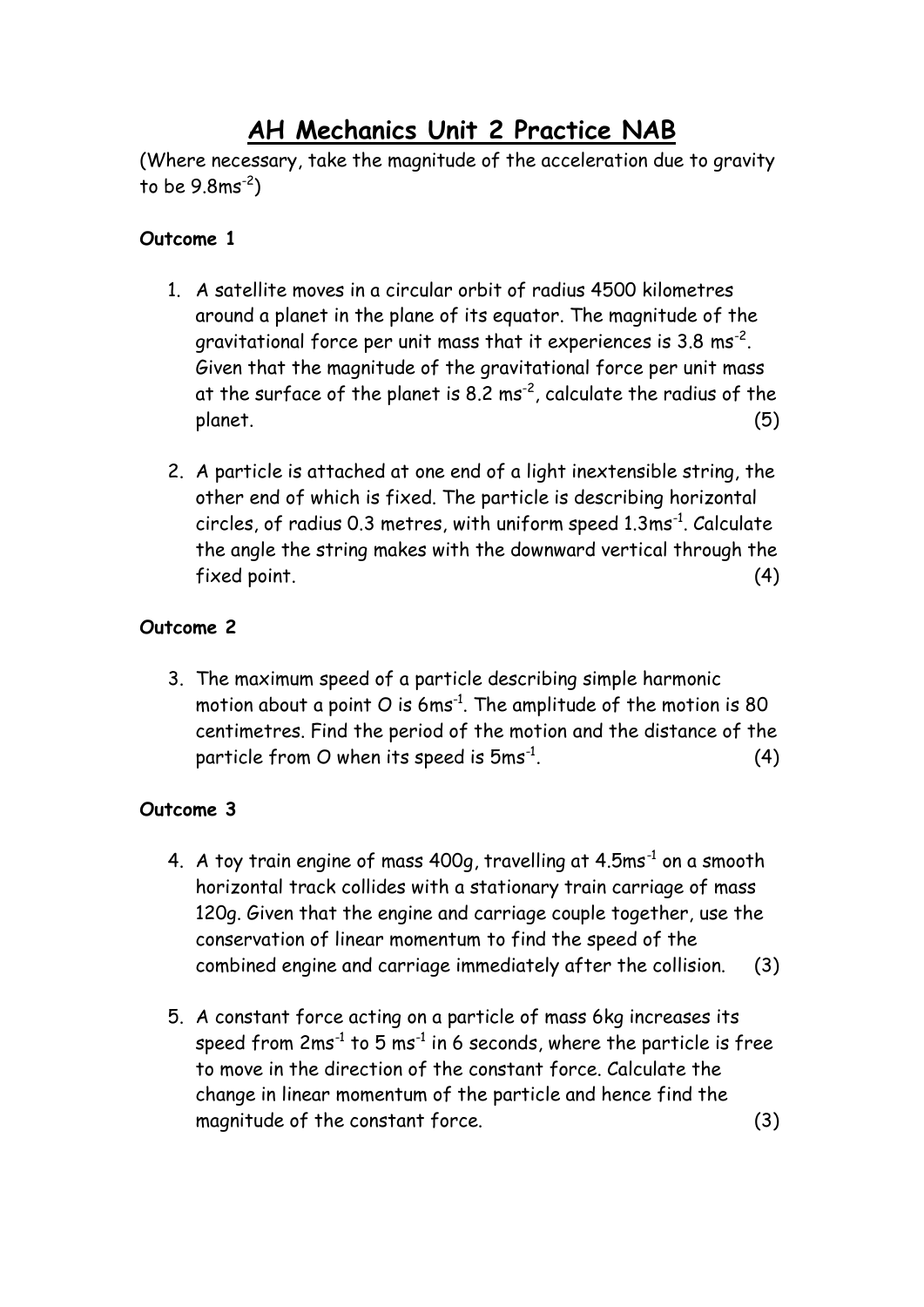# AH Mechanics Unit 2 Practice NAB

(Where necessary, take the magnitude of the acceleration due to gravity to be $9.8\text{ms}^{-2}$)

**Outcome 1**

1. A satellite moves in a circular orbit of radius 4500 kilometres around a planet in the plane of its equator. The magnitude of the gravitational force per unit mass that it experiences is $3.8\text{ ms}^{-2}$. Given that the magnitude of the gravitational force per unit mass at the surface of the planet is $8.2\text{ ms}^{-2}$, calculate the radius of the planet. (5)

2. A particle is attached at one end of a light inextensible string, the other end of which is fixed. The particle is describing horizontal circles, of radius 0.3 metres, with uniform speed $1.3\text{ms}^{-1}$. Calculate the angle the string makes with the downward vertical through the fixed point. (4)

**Outcome 2**

3. The maximum speed of a particle describing simple harmonic motion about a point O is $6\text{ms}^{-1}$. The amplitude of the motion is 80 centimetres. Find the period of the motion and the distance of the particle from O when its speed is $5\text{ms}^{-1}$. (4)

**Outcome 3**

4. A toy train engine of mass 400g, travelling at $4.5\text{ms}^{-1}$ on a smooth horizontal track collides with a stationary train carriage of mass 120g. Given that the engine and carriage couple together, use the conservation of linear momentum to find the speed of the combined engine and carriage immediately after the collision. (3)

5. A constant force acting on a particle of mass 6kg increases its speed from $2\text{ms}^{-1}$ to $5\text{ ms}^{-1}$ in 6 seconds, where the particle is free to move in the direction of the constant force. Calculate the change in linear momentum of the particle and hence find the magnitude of the constant force. (3)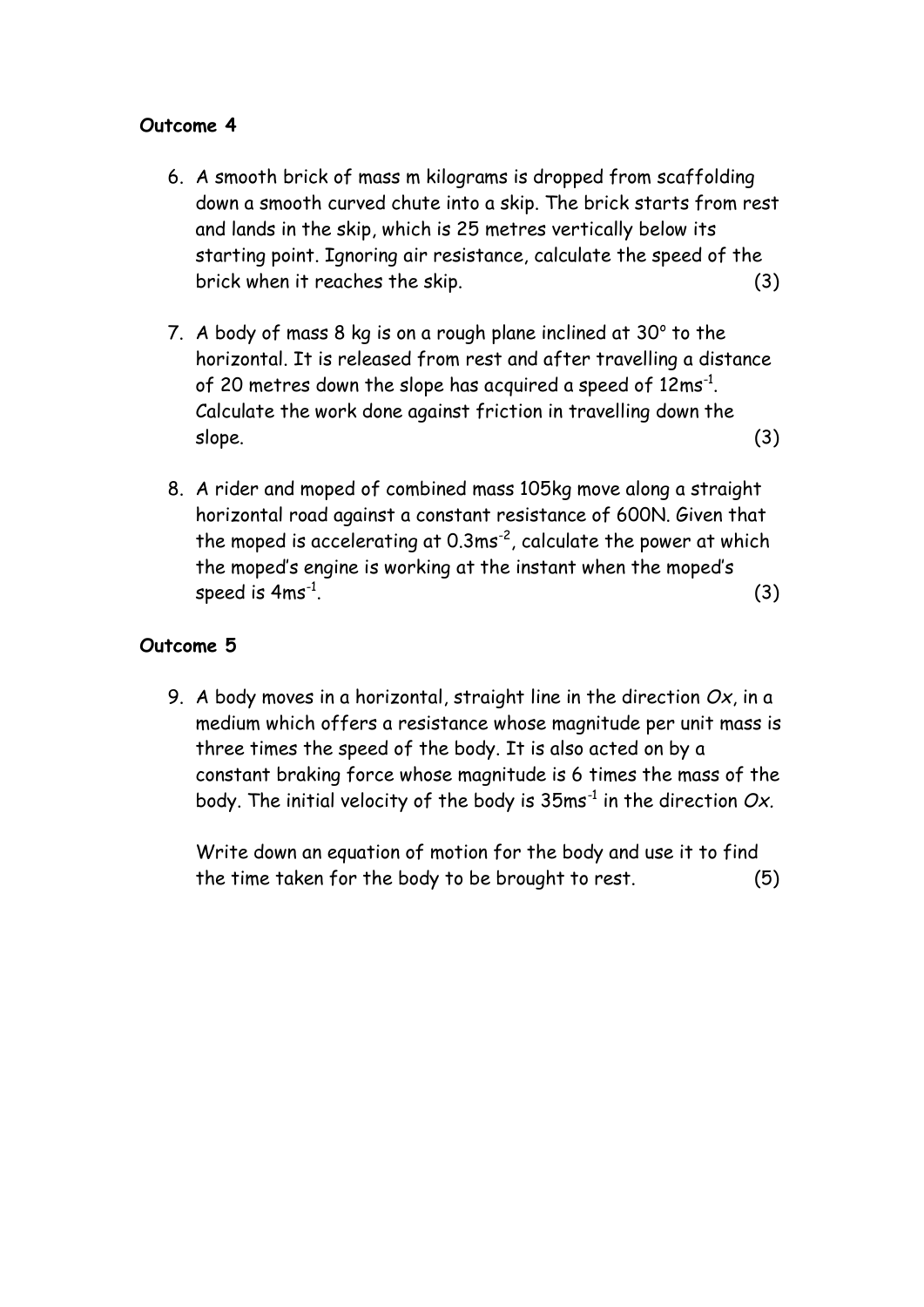**Outcome 4**

6. A smooth brick of mass m kilograms is dropped from scaffolding down a smooth curved chute into a skip. The brick starts from rest and lands in the skip, which is 25 metres vertically below its starting point. Ignoring air resistance, calculate the speed of the brick when it reaches the skip. (3)

7. A body of mass 8 kg is on a rough plane inclined at $30^\circ$ to the horizontal. It is released from rest and after travelling a distance of 20 metres down the slope has acquired a speed of $12\text{ms}^{-1}$. Calculate the work done against friction in travelling down the slope. (3)

8. A rider and moped of combined mass 105kg move along a straight horizontal road against a constant resistance of 600N. Given that the moped is accelerating at $0.3\text{ms}^{-2}$, calculate the power at which the moped's engine is working at the instant when the moped's speed is $4\text{ms}^{-1}$. (3)

**Outcome 5**

9. A body moves in a horizontal, straight line in the direction $Ox$, in a medium which offers a resistance whose magnitude per unit mass is three times the speed of the body. It is also acted on by a constant braking force whose magnitude is 6 times the mass of the body. The initial velocity of the body is $35\text{ms}^{-1}$ in the direction $Ox$.

   Write down an equation of motion for the body and use it to find the time taken for the body to be brought to rest. (5)